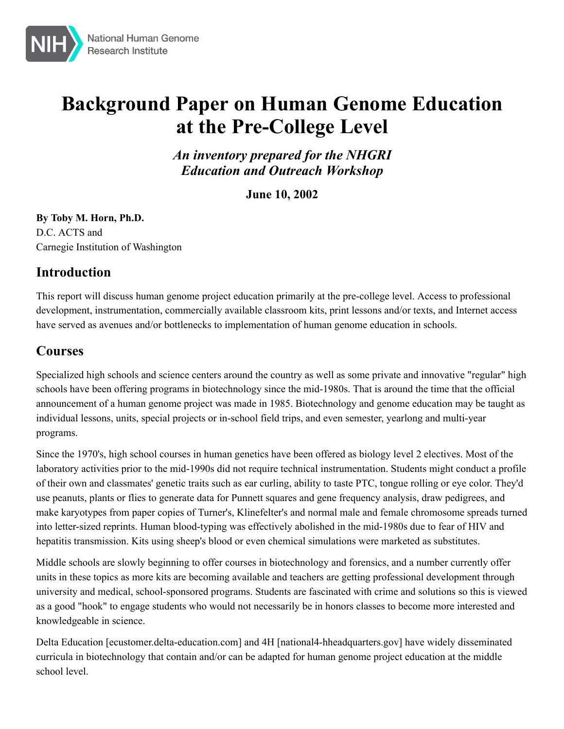# Background Paper on Human Genome Education at the Pre-College Level

*An inventory prepared for the NHGRI Education and Outreach Workshop*

**June 10, 2002**

**By Toby M. Horn, Ph.D.**
D.C. ACTS and
Carnegie Institution of Washington

## Introduction

This report will discuss human genome project education primarily at the pre-college level. Access to professional development, instrumentation, commercially available classroom kits, print lessons and/or texts, and Internet access have served as avenues and/or bottlenecks to implementation of human genome education in schools.

## Courses

Specialized high schools and science centers around the country as well as some private and innovative "regular" high schools have been offering programs in biotechnology since the mid-1980s. That is around the time that the official announcement of a human genome project was made in 1985. Biotechnology and genome education may be taught as individual lessons, units, special projects or in-school field trips, and even semester, yearlong and multi-year programs.

Since the 1970's, high school courses in human genetics have been offered as biology level 2 electives. Most of the laboratory activities prior to the mid-1990s did not require technical instrumentation. Students might conduct a profile of their own and classmates' genetic traits such as ear curling, ability to taste PTC, tongue rolling or eye color. They'd use peanuts, plants or flies to generate data for Punnett squares and gene frequency analysis, draw pedigrees, and make karyotypes from paper copies of Turner's, Klinefelter's and normal male and female chromosome spreads turned into letter-sized reprints. Human blood-typing was effectively abolished in the mid-1980s due to fear of HIV and hepatitis transmission. Kits using sheep's blood or even chemical simulations were marketed as substitutes.

Middle schools are slowly beginning to offer courses in biotechnology and forensics, and a number currently offer units in these topics as more kits are becoming available and teachers are getting professional development through university and medical, school-sponsored programs. Students are fascinated with crime and solutions so this is viewed as a good "hook" to engage students who would not necessarily be in honors classes to become more interested and knowledgeable in science.

Delta Education [ecustomer.delta-education.com] and 4H [national4-hheadquarters.gov] have widely disseminated curricula in biotechnology that contain and/or can be adapted for human genome project education at the middle school level.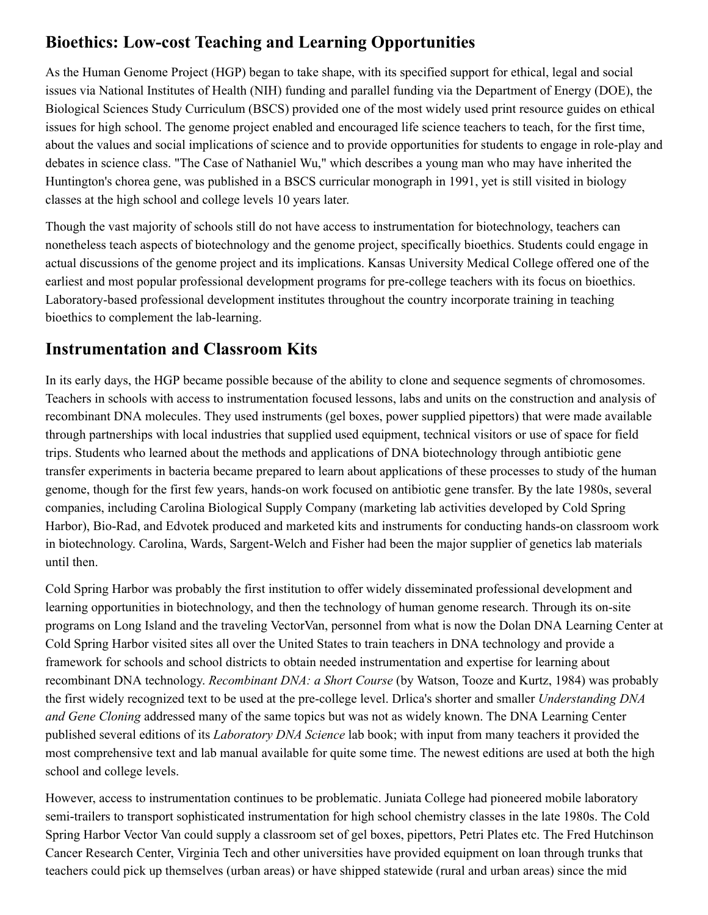## Bioethics: Low-cost Teaching and Learning Opportunities

As the Human Genome Project (HGP) began to take shape, with its specified support for ethical, legal and social issues via National Institutes of Health (NIH) funding and parallel funding via the Department of Energy (DOE), the Biological Sciences Study Curriculum (BSCS) provided one of the most widely used print resource guides on ethical issues for high school. The genome project enabled and encouraged life science teachers to teach, for the first time, about the values and social implications of science and to provide opportunities for students to engage in role-play and debates in science class. "The Case of Nathaniel Wu," which describes a young man who may have inherited the Huntington's chorea gene, was published in a BSCS curricular monograph in 1991, yet is still visited in biology classes at the high school and college levels 10 years later.

Though the vast majority of schools still do not have access to instrumentation for biotechnology, teachers can nonetheless teach aspects of biotechnology and the genome project, specifically bioethics. Students could engage in actual discussions of the genome project and its implications. Kansas University Medical College offered one of the earliest and most popular professional development programs for pre-college teachers with its focus on bioethics. Laboratory-based professional development institutes throughout the country incorporate training in teaching bioethics to complement the lab-learning.

## Instrumentation and Classroom Kits

In its early days, the HGP became possible because of the ability to clone and sequence segments of chromosomes. Teachers in schools with access to instrumentation focused lessons, labs and units on the construction and analysis of recombinant DNA molecules. They used instruments (gel boxes, power supplied pipettors) that were made available through partnerships with local industries that supplied used equipment, technical visitors or use of space for field trips. Students who learned about the methods and applications of DNA biotechnology through antibiotic gene transfer experiments in bacteria became prepared to learn about applications of these processes to study of the human genome, though for the first few years, hands-on work focused on antibiotic gene transfer. By the late 1980s, several companies, including Carolina Biological Supply Company (marketing lab activities developed by Cold Spring Harbor), Bio-Rad, and Edvotek produced and marketed kits and instruments for conducting hands-on classroom work in biotechnology. Carolina, Wards, Sargent-Welch and Fisher had been the major supplier of genetics lab materials until then.

Cold Spring Harbor was probably the first institution to offer widely disseminated professional development and learning opportunities in biotechnology, and then the technology of human genome research. Through its on-site programs on Long Island and the traveling VectorVan, personnel from what is now the Dolan DNA Learning Center at Cold Spring Harbor visited sites all over the United States to train teachers in DNA technology and provide a framework for schools and school districts to obtain needed instrumentation and expertise for learning about recombinant DNA technology. *Recombinant DNA: a Short Course* (by Watson, Tooze and Kurtz, 1984) was probably the first widely recognized text to be used at the pre-college level. Drlica's shorter and smaller *Understanding DNA and Gene Cloning* addressed many of the same topics but was not as widely known. The DNA Learning Center published several editions of its *Laboratory DNA Science* lab book; with input from many teachers it provided the most comprehensive text and lab manual available for quite some time. The newest editions are used at both the high school and college levels.

However, access to instrumentation continues to be problematic. Juniata College had pioneered mobile laboratory semi-trailers to transport sophisticated instrumentation for high school chemistry classes in the late 1980s. The Cold Spring Harbor Vector Van could supply a classroom set of gel boxes, pipettors, Petri Plates etc. The Fred Hutchinson Cancer Research Center, Virginia Tech and other universities have provided equipment on loan through trunks that teachers could pick up themselves (urban areas) or have shipped statewide (rural and urban areas) since the mid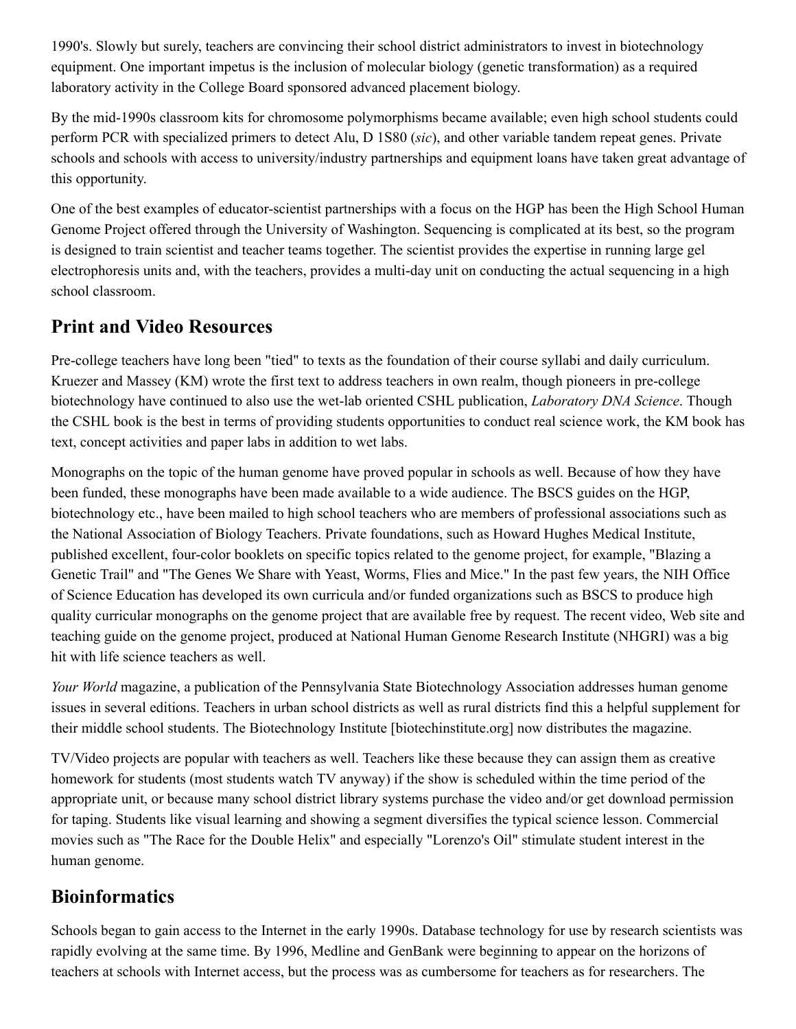1990's. Slowly but surely, teachers are convincing their school district administrators to invest in biotechnology equipment. One important impetus is the inclusion of molecular biology (genetic transformation) as a required laboratory activity in the College Board sponsored advanced placement biology.

By the mid-1990s classroom kits for chromosome polymorphisms became available; even high school students could perform PCR with specialized primers to detect Alu, D 1S80 (*sic*), and other variable tandem repeat genes. Private schools and schools with access to university/industry partnerships and equipment loans have taken great advantage of this opportunity.

One of the best examples of educator-scientist partnerships with a focus on the HGP has been the High School Human Genome Project offered through the University of Washington. Sequencing is complicated at its best, so the program is designed to train scientist and teacher teams together. The scientist provides the expertise in running large gel electrophoresis units and, with the teachers, provides a multi-day unit on conducting the actual sequencing in a high school classroom.

## Print and Video Resources

Pre-college teachers have long been "tied" to texts as the foundation of their course syllabi and daily curriculum. Kruezer and Massey (KM) wrote the first text to address teachers in own realm, though pioneers in pre-college biotechnology have continued to also use the wet-lab oriented CSHL publication, *Laboratory DNA Science*. Though the CSHL book is the best in terms of providing students opportunities to conduct real science work, the KM book has text, concept activities and paper labs in addition to wet labs.

Monographs on the topic of the human genome have proved popular in schools as well. Because of how they have been funded, these monographs have been made available to a wide audience. The BSCS guides on the HGP, biotechnology etc., have been mailed to high school teachers who are members of professional associations such as the National Association of Biology Teachers. Private foundations, such as Howard Hughes Medical Institute, published excellent, four-color booklets on specific topics related to the genome project, for example, "Blazing a Genetic Trail" and "The Genes We Share with Yeast, Worms, Flies and Mice." In the past few years, the NIH Office of Science Education has developed its own curricula and/or funded organizations such as BSCS to produce high quality curricular monographs on the genome project that are available free by request. The recent video, Web site and teaching guide on the genome project, produced at National Human Genome Research Institute (NHGRI) was a big hit with life science teachers as well.

*Your World* magazine, a publication of the Pennsylvania State Biotechnology Association addresses human genome issues in several editions. Teachers in urban school districts as well as rural districts find this a helpful supplement for their middle school students. The Biotechnology Institute [biotechinstitute.org] now distributes the magazine.

TV/Video projects are popular with teachers as well. Teachers like these because they can assign them as creative homework for students (most students watch TV anyway) if the show is scheduled within the time period of the appropriate unit, or because many school district library systems purchase the video and/or get download permission for taping. Students like visual learning and showing a segment diversifies the typical science lesson. Commercial movies such as "The Race for the Double Helix" and especially "Lorenzo's Oil" stimulate student interest in the human genome.

## Bioinformatics

Schools began to gain access to the Internet in the early 1990s. Database technology for use by research scientists was rapidly evolving at the same time. By 1996, Medline and GenBank were beginning to appear on the horizons of teachers at schools with Internet access, but the process was as cumbersome for teachers as for researchers. The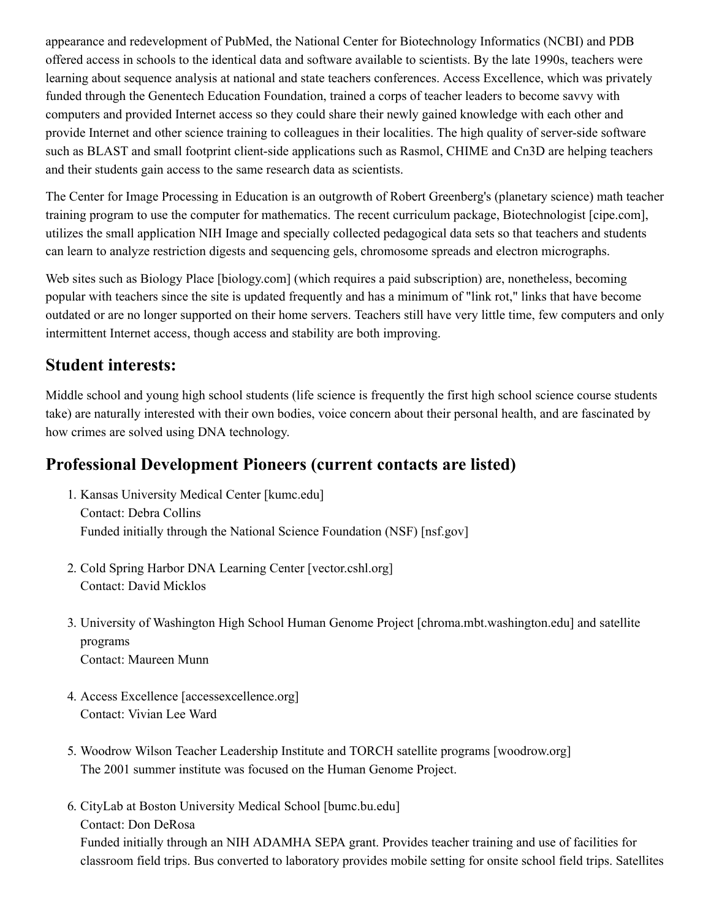appearance and redevelopment of PubMed, the National Center for Biotechnology Informatics (NCBI) and PDB offered access in schools to the identical data and software available to scientists. By the late 1990s, teachers were learning about sequence analysis at national and state teachers conferences. Access Excellence, which was privately funded through the Genentech Education Foundation, trained a corps of teacher leaders to become savvy with computers and provided Internet access so they could share their newly gained knowledge with each other and provide Internet and other science training to colleagues in their localities. The high quality of server-side software such as BLAST and small footprint client-side applications such as Rasmol, CHIME and Cn3D are helping teachers and their students gain access to the same research data as scientists.

The Center for Image Processing in Education is an outgrowth of Robert Greenberg's (planetary science) math teacher training program to use the computer for mathematics. The recent curriculum package, Biotechnologist [cipe.com], utilizes the small application NIH Image and specially collected pedagogical data sets so that teachers and students can learn to analyze restriction digests and sequencing gels, chromosome spreads and electron micrographs.

Web sites such as Biology Place [biology.com] (which requires a paid subscription) are, nonetheless, becoming popular with teachers since the site is updated frequently and has a minimum of "link rot," links that have become outdated or are no longer supported on their home servers. Teachers still have very little time, few computers and only intermittent Internet access, though access and stability are both improving.

## Student interests:

Middle school and young high school students (life science is frequently the first high school science course students take) are naturally interested with their own bodies, voice concern about their personal health, and are fascinated by how crimes are solved using DNA technology.

## Professional Development Pioneers (current contacts are listed)

1. Kansas University Medical Center [kumc.edu]
   Contact: Debra Collins
   Funded initially through the National Science Foundation (NSF) [nsf.gov]

2. Cold Spring Harbor DNA Learning Center [vector.cshl.org]
   Contact: David Micklos

3. University of Washington High School Human Genome Project [chroma.mbt.washington.edu] and satellite programs
   Contact: Maureen Munn

4. Access Excellence [accessexcellence.org]
   Contact: Vivian Lee Ward

5. Woodrow Wilson Teacher Leadership Institute and TORCH satellite programs [woodrow.org]
   The 2001 summer institute was focused on the Human Genome Project.

6. CityLab at Boston University Medical School [bumc.bu.edu]
   Contact: Don DeRosa
   Funded initially through an NIH ADAMHA SEPA grant. Provides teacher training and use of facilities for classroom field trips. Bus converted to laboratory provides mobile setting for onsite school field trips. Satellites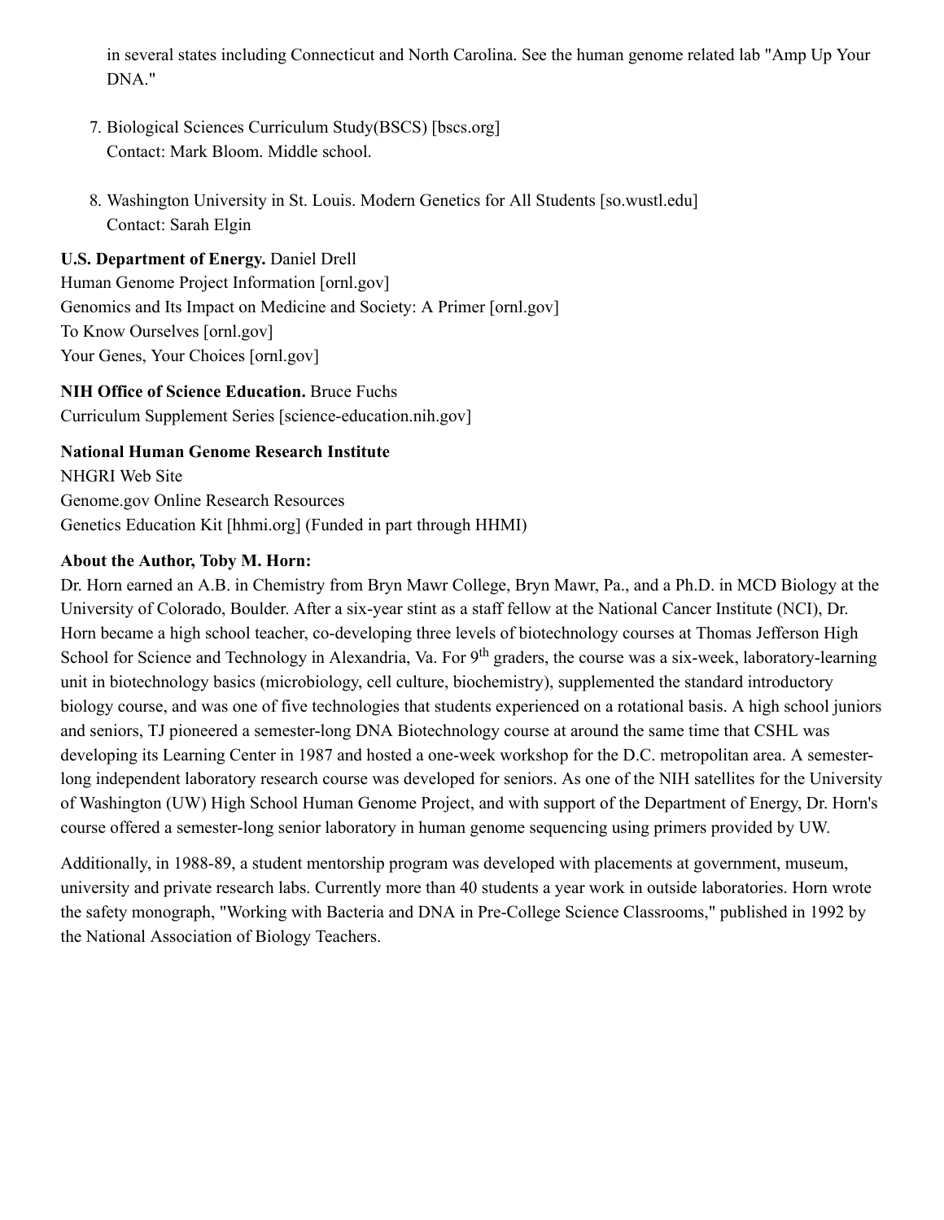in several states including Connecticut and North Carolina. See the human genome related lab "Amp Up Your DNA."

7. Biological Sciences Curriculum Study(BSCS) [bscs.org]
   Contact: Mark Bloom. Middle school.

8. Washington University in St. Louis. Modern Genetics for All Students [so.wustl.edu]
   Contact: Sarah Elgin

**U.S. Department of Energy.** Daniel Drell
Human Genome Project Information [ornl.gov]
Genomics and Its Impact on Medicine and Society: A Primer [ornl.gov]
To Know Ourselves [ornl.gov]
Your Genes, Your Choices [ornl.gov]

**NIH Office of Science Education.** Bruce Fuchs
Curriculum Supplement Series [science-education.nih.gov]

**National Human Genome Research Institute**
NHGRI Web Site
Genome.gov Online Research Resources
Genetics Education Kit [hhmi.org] (Funded in part through HHMI)

**About the Author, Toby M. Horn:**
Dr. Horn earned an A.B. in Chemistry from Bryn Mawr College, Bryn Mawr, Pa., and a Ph.D. in MCD Biology at the University of Colorado, Boulder. After a six-year stint as a staff fellow at the National Cancer Institute (NCI), Dr. Horn became a high school teacher, co-developing three levels of biotechnology courses at Thomas Jefferson High School for Science and Technology in Alexandria, Va. For 9th graders, the course was a six-week, laboratory-learning unit in biotechnology basics (microbiology, cell culture, biochemistry), supplemented the standard introductory biology course, and was one of five technologies that students experienced on a rotational basis. A high school juniors and seniors, TJ pioneered a semester-long DNA Biotechnology course at around the same time that CSHL was developing its Learning Center in 1987 and hosted a one-week workshop for the D.C. metropolitan area. A semester-long independent laboratory research course was developed for seniors. As one of the NIH satellites for the University of Washington (UW) High School Human Genome Project, and with support of the Department of Energy, Dr. Horn's course offered a semester-long senior laboratory in human genome sequencing using primers provided by UW.

Additionally, in 1988-89, a student mentorship program was developed with placements at government, museum, university and private research labs. Currently more than 40 students a year work in outside laboratories. Horn wrote the safety monograph, "Working with Bacteria and DNA in Pre-College Science Classrooms," published in 1992 by the National Association of Biology Teachers.